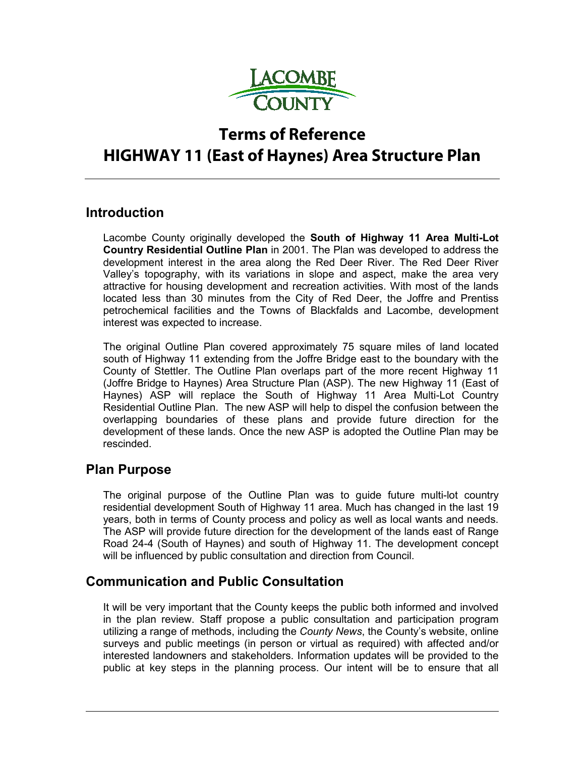# Terms of Reference
# HIGHWAY 11 (East of Haynes) Area Structure Plan

## Introduction

Lacombe County originally developed the **South of Highway 11 Area Multi-Lot Country Residential Outline Plan** in 2001. The Plan was developed to address the development interest in the area along the Red Deer River. The Red Deer River Valley's topography, with its variations in slope and aspect, make the area very attractive for housing development and recreation activities. With most of the lands located less than 30 minutes from the City of Red Deer, the Joffre and Prentiss petrochemical facilities and the Towns of Blackfalds and Lacombe, development interest was expected to increase.

The original Outline Plan covered approximately 75 square miles of land located south of Highway 11 extending from the Joffre Bridge east to the boundary with the County of Stettler. The Outline Plan overlaps part of the more recent Highway 11 (Joffre Bridge to Haynes) Area Structure Plan (ASP). The new Highway 11 (East of Haynes) ASP will replace the South of Highway 11 Area Multi-Lot Country Residential Outline Plan. The new ASP will help to dispel the confusion between the overlapping boundaries of these plans and provide future direction for the development of these lands. Once the new ASP is adopted the Outline Plan may be rescinded.

## Plan Purpose

The original purpose of the Outline Plan was to guide future multi-lot country residential development South of Highway 11 area. Much has changed in the last 19 years, both in terms of County process and policy as well as local wants and needs. The ASP will provide future direction for the development of the lands east of Range Road 24-4 (South of Haynes) and south of Highway 11. The development concept will be influenced by public consultation and direction from Council.

## Communication and Public Consultation

It will be very important that the County keeps the public both informed and involved in the plan review. Staff propose a public consultation and participation program utilizing a range of methods, including the *County News*, the County's website, online surveys and public meetings (in person or virtual as required) with affected and/or interested landowners and stakeholders. Information updates will be provided to the public at key steps in the planning process. Our intent will be to ensure that all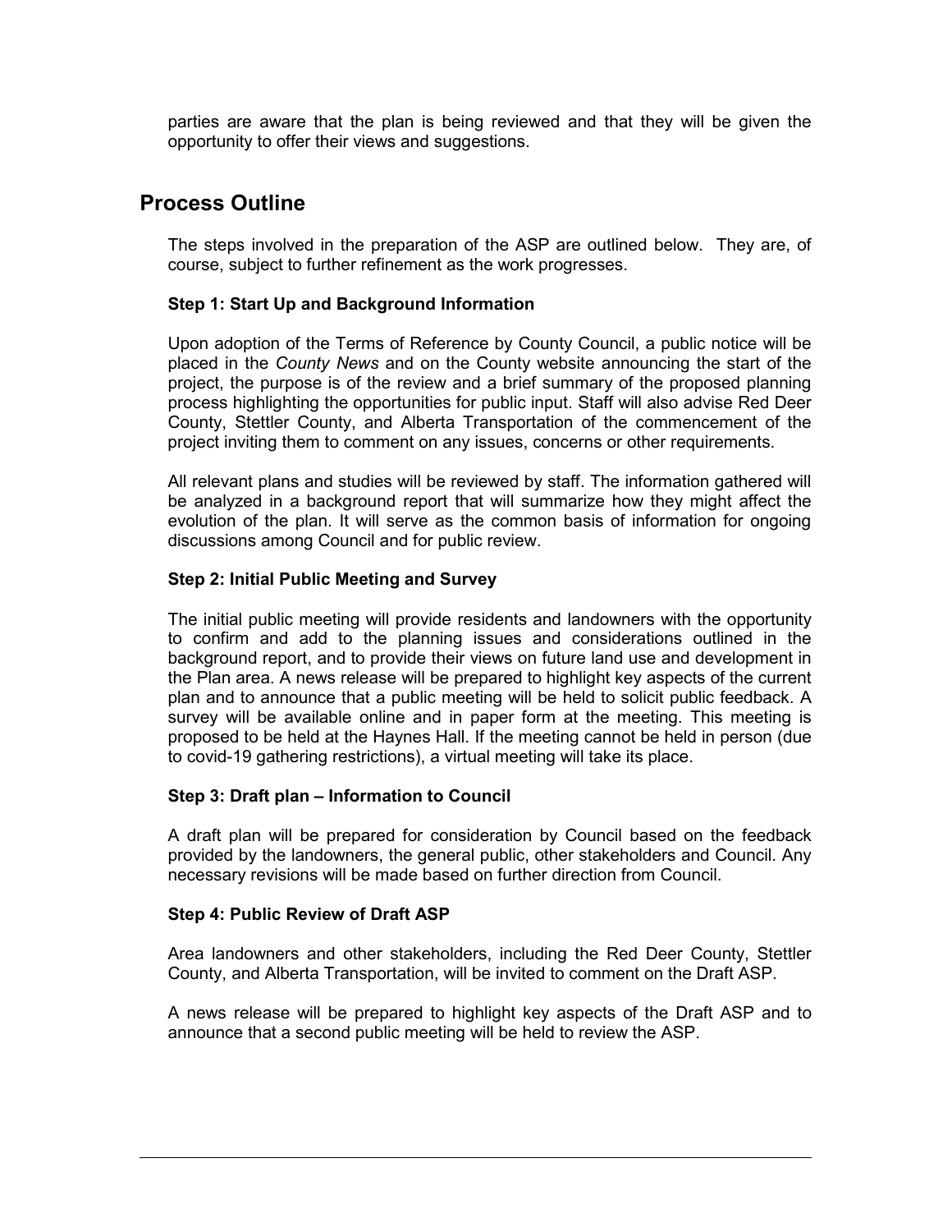parties are aware that the plan is being reviewed and that they will be given the opportunity to offer their views and suggestions.

## Process Outline

The steps involved in the preparation of the ASP are outlined below. They are, of course, subject to further refinement as the work progresses.

**Step 1: Start Up and Background Information**

Upon adoption of the Terms of Reference by County Council, a public notice will be placed in the *County News* and on the County website announcing the start of the project, the purpose is of the review and a brief summary of the proposed planning process highlighting the opportunities for public input. Staff will also advise Red Deer County, Stettler County, and Alberta Transportation of the commencement of the project inviting them to comment on any issues, concerns or other requirements.

All relevant plans and studies will be reviewed by staff. The information gathered will be analyzed in a background report that will summarize how they might affect the evolution of the plan. It will serve as the common basis of information for ongoing discussions among Council and for public review.

**Step 2: Initial Public Meeting and Survey**

The initial public meeting will provide residents and landowners with the opportunity to confirm and add to the planning issues and considerations outlined in the background report, and to provide their views on future land use and development in the Plan area. A news release will be prepared to highlight key aspects of the current plan and to announce that a public meeting will be held to solicit public feedback. A survey will be available online and in paper form at the meeting. This meeting is proposed to be held at the Haynes Hall. If the meeting cannot be held in person (due to covid-19 gathering restrictions), a virtual meeting will take its place.

**Step 3: Draft plan – Information to Council**

A draft plan will be prepared for consideration by Council based on the feedback provided by the landowners, the general public, other stakeholders and Council. Any necessary revisions will be made based on further direction from Council.

**Step 4: Public Review of Draft ASP**

Area landowners and other stakeholders, including the Red Deer County, Stettler County, and Alberta Transportation, will be invited to comment on the Draft ASP.

A news release will be prepared to highlight key aspects of the Draft ASP and to announce that a second public meeting will be held to review the ASP.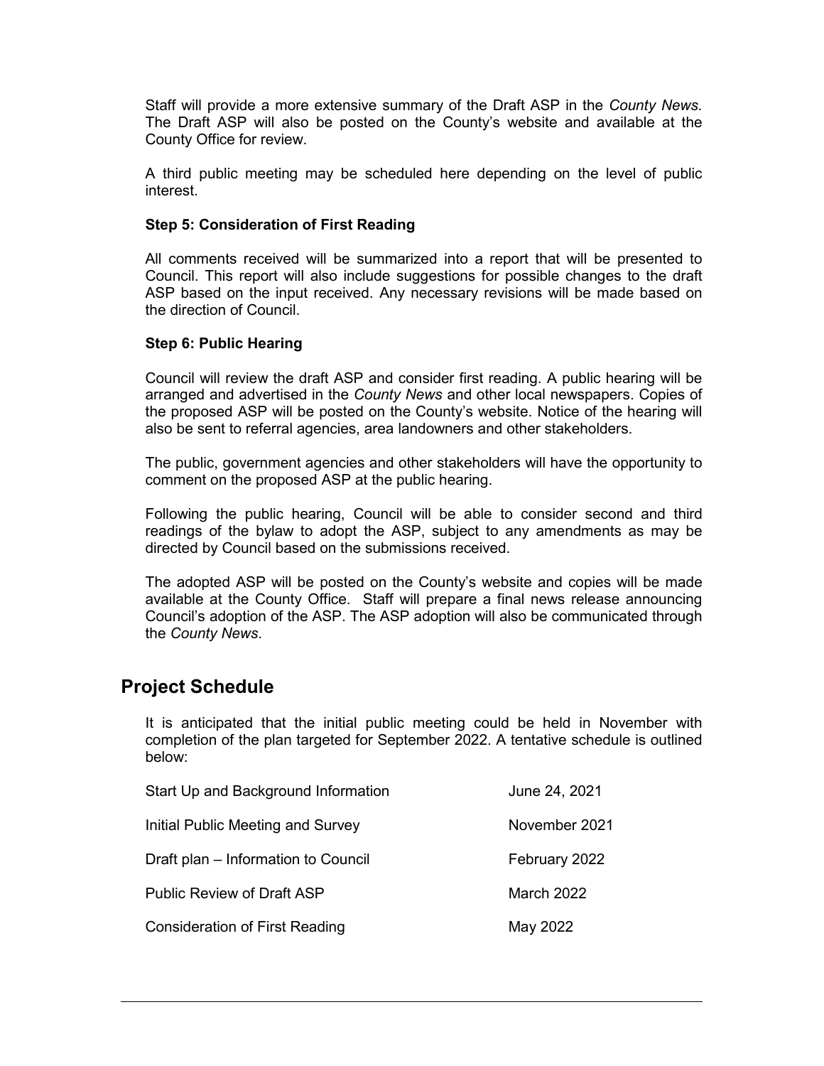Staff will provide a more extensive summary of the Draft ASP in the *County News*. The Draft ASP will also be posted on the County's website and available at the County Office for review.

A third public meeting may be scheduled here depending on the level of public interest.

**Step 5: Consideration of First Reading**

All comments received will be summarized into a report that will be presented to Council. This report will also include suggestions for possible changes to the draft ASP based on the input received. Any necessary revisions will be made based on the direction of Council.

**Step 6: Public Hearing**

Council will review the draft ASP and consider first reading. A public hearing will be arranged and advertised in the *County News* and other local newspapers. Copies of the proposed ASP will be posted on the County's website. Notice of the hearing will also be sent to referral agencies, area landowners and other stakeholders.

The public, government agencies and other stakeholders will have the opportunity to comment on the proposed ASP at the public hearing.

Following the public hearing, Council will be able to consider second and third readings of the bylaw to adopt the ASP, subject to any amendments as may be directed by Council based on the submissions received.

The adopted ASP will be posted on the County's website and copies will be made available at the County Office. Staff will prepare a final news release announcing Council's adoption of the ASP. The ASP adoption will also be communicated through the *County News*.

## Project Schedule

It is anticipated that the initial public meeting could be held in November with completion of the plan targeted for September 2022. A tentative schedule is outlined below:

| | |
|---|---|
| Start Up and Background Information | June 24, 2021 |
| Initial Public Meeting and Survey | November 2021 |
| Draft plan – Information to Council | February 2022 |
| Public Review of Draft ASP | March 2022 |
| Consideration of First Reading | May 2022 |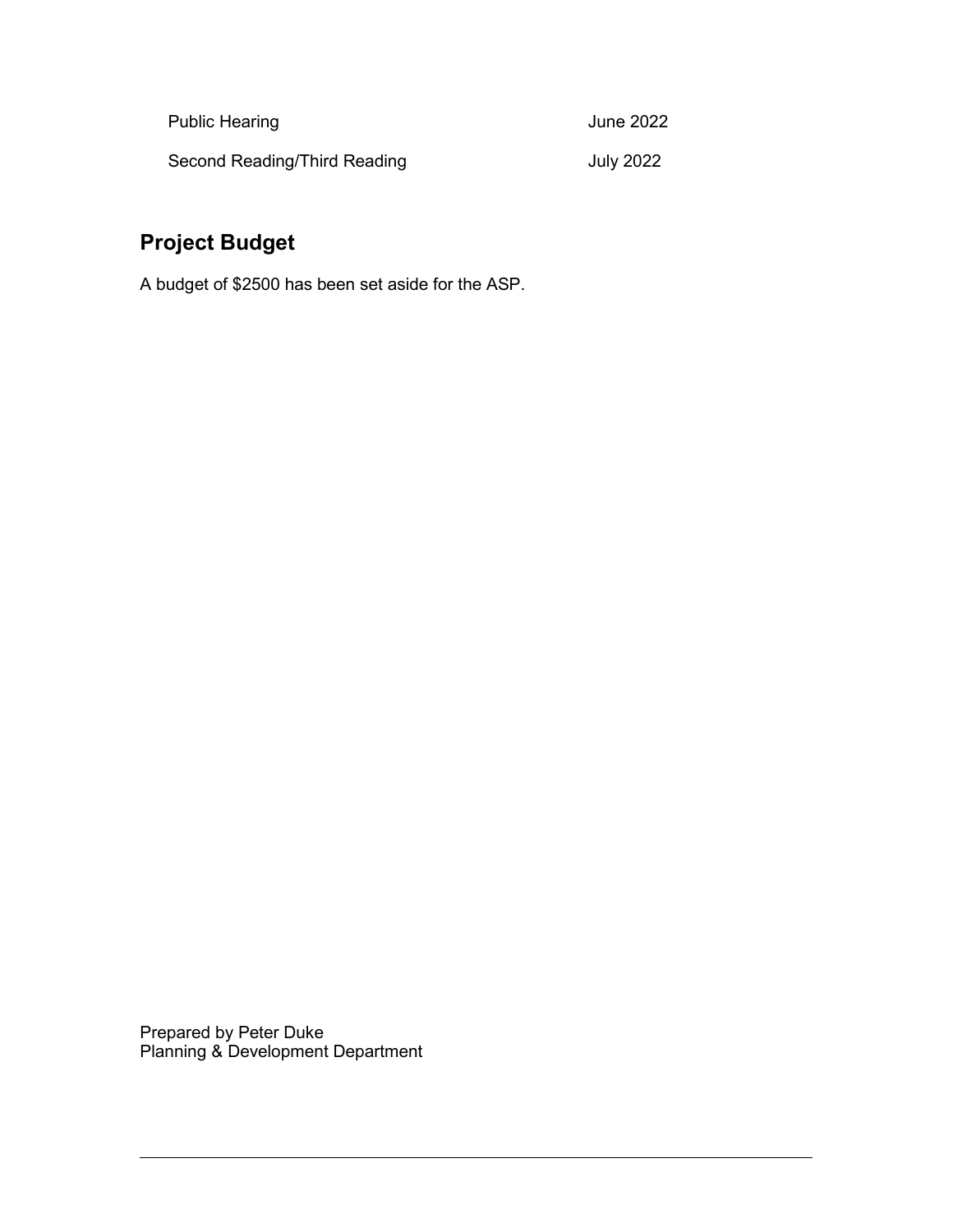| | |
|---|---|
| Public Hearing | June 2022 |
| Second Reading/Third Reading | July 2022 |

## Project Budget

A budget of $2500 has been set aside for the ASP.

Prepared by Peter Duke
Planning & Development Department